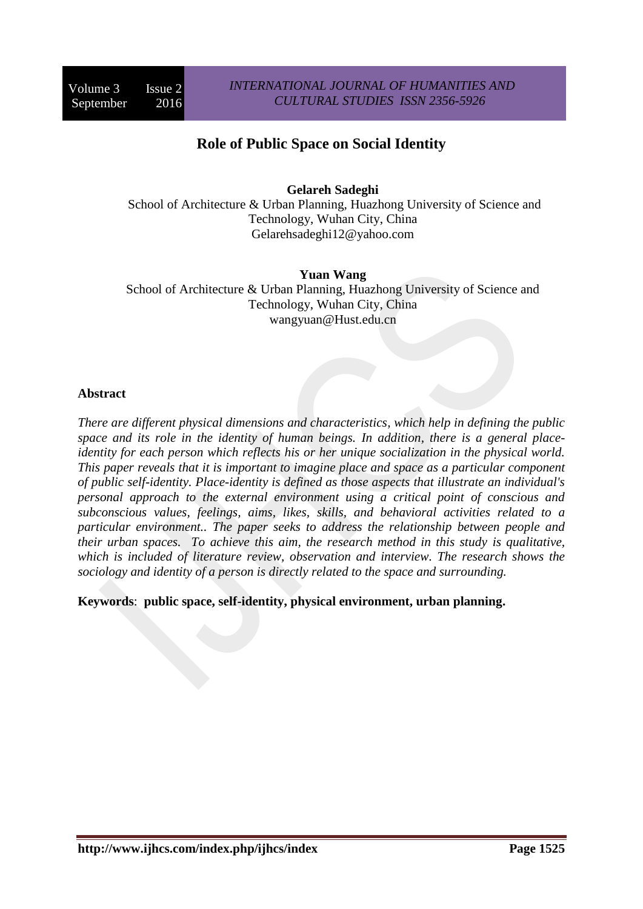# Role of Public Space on Social Identity

**Gelareh Sadeghi**
School of Architecture & Urban Planning, Huazhong University of Science and Technology, Wuhan City, China
Gelarehsadeghi12@yahoo.com

**Yuan Wang**
School of Architecture & Urban Planning, Huazhong University of Science and Technology, Wuhan City, China
wangyuan@Hust.edu.cn

## Abstract

*There are different physical dimensions and characteristics, which help in defining the public space and its role in the identity of human beings. In addition, there is a general place-identity for each person which reflects his or her unique socialization in the physical world. This paper reveals that it is important to imagine place and space as a particular component of public self-identity. Place-identity is defined as those aspects that illustrate an individual's personal approach to the external environment using a critical point of conscious and subconscious values, feelings, aims, likes, skills, and behavioral activities related to a particular environment.. The paper seeks to address the relationship between people and their urban spaces. To achieve this aim, the research method in this study is qualitative, which is included of literature review, observation and interview. The research shows the sociology and identity of a person is directly related to the space and surrounding.*

**Keywords**: **public space, self-identity, physical environment, urban planning.**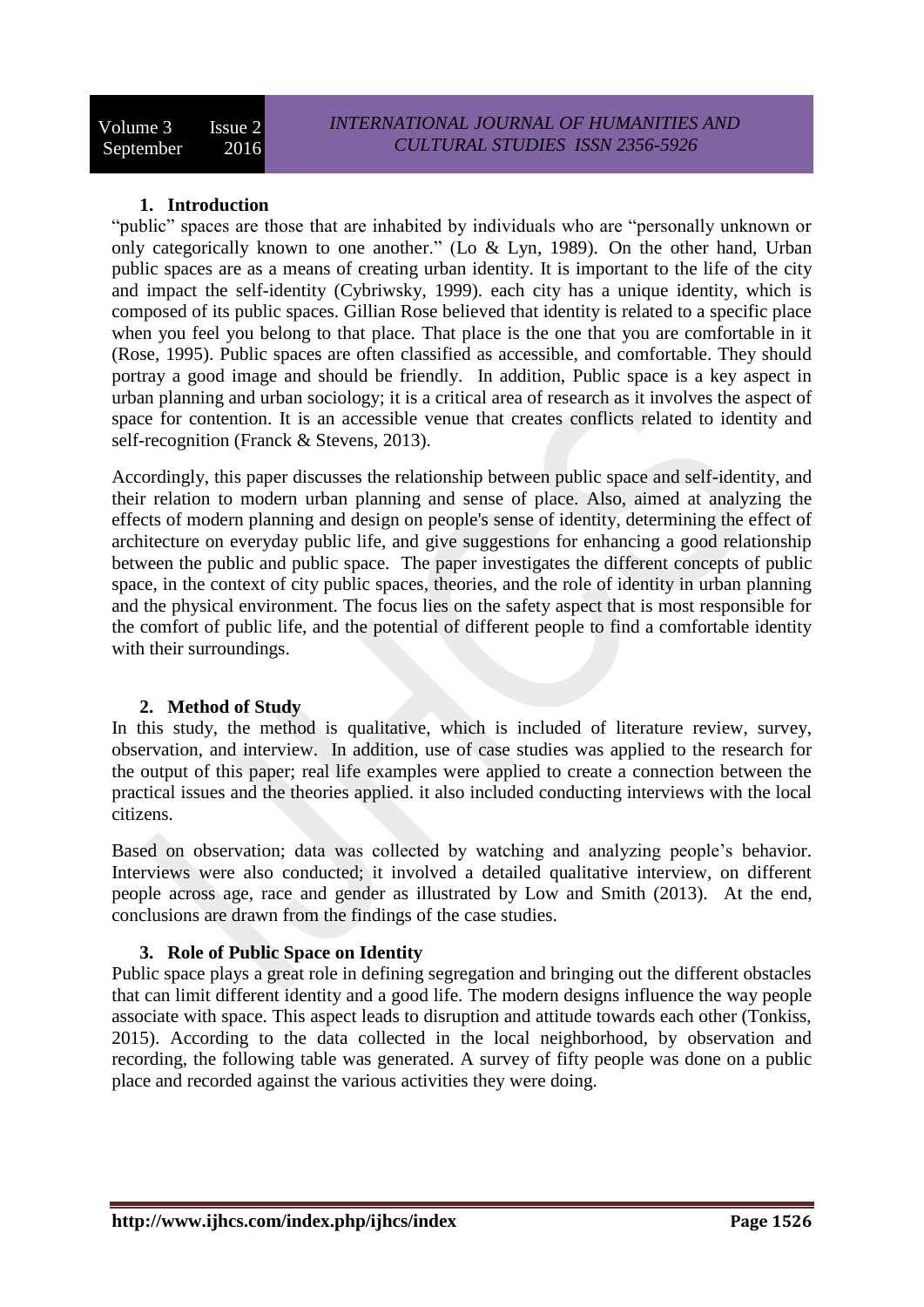## 1. Introduction

"public" spaces are those that are inhabited by individuals who are "personally unknown or only categorically known to one another." (Lo & Lyn, 1989). On the other hand, Urban public spaces are as a means of creating urban identity. It is important to the life of the city and impact the self-identity (Cybriwsky, 1999). each city has a unique identity, which is composed of its public spaces. Gillian Rose believed that identity is related to a specific place when you feel you belong to that place. That place is the one that you are comfortable in it (Rose, 1995). Public spaces are often classified as accessible, and comfortable. They should portray a good image and should be friendly. In addition, Public space is a key aspect in urban planning and urban sociology; it is a critical area of research as it involves the aspect of space for contention. It is an accessible venue that creates conflicts related to identity and self-recognition (Franck & Stevens, 2013).

Accordingly, this paper discusses the relationship between public space and self-identity, and their relation to modern urban planning and sense of place. Also, aimed at analyzing the effects of modern planning and design on people's sense of identity, determining the effect of architecture on everyday public life, and give suggestions for enhancing a good relationship between the public and public space. The paper investigates the different concepts of public space, in the context of city public spaces, theories, and the role of identity in urban planning and the physical environment. The focus lies on the safety aspect that is most responsible for the comfort of public life, and the potential of different people to find a comfortable identity with their surroundings.

## 2. Method of Study

In this study, the method is qualitative, which is included of literature review, survey, observation, and interview. In addition, use of case studies was applied to the research for the output of this paper; real life examples were applied to create a connection between the practical issues and the theories applied. it also included conducting interviews with the local citizens.

Based on observation; data was collected by watching and analyzing people's behavior. Interviews were also conducted; it involved a detailed qualitative interview, on different people across age, race and gender as illustrated by Low and Smith (2013). At the end, conclusions are drawn from the findings of the case studies.

## 3. Role of Public Space on Identity

Public space plays a great role in defining segregation and bringing out the different obstacles that can limit different identity and a good life. The modern designs influence the way people associate with space. This aspect leads to disruption and attitude towards each other (Tonkiss, 2015). According to the data collected in the local neighborhood, by observation and recording, the following table was generated. A survey of fifty people was done on a public place and recorded against the various activities they were doing.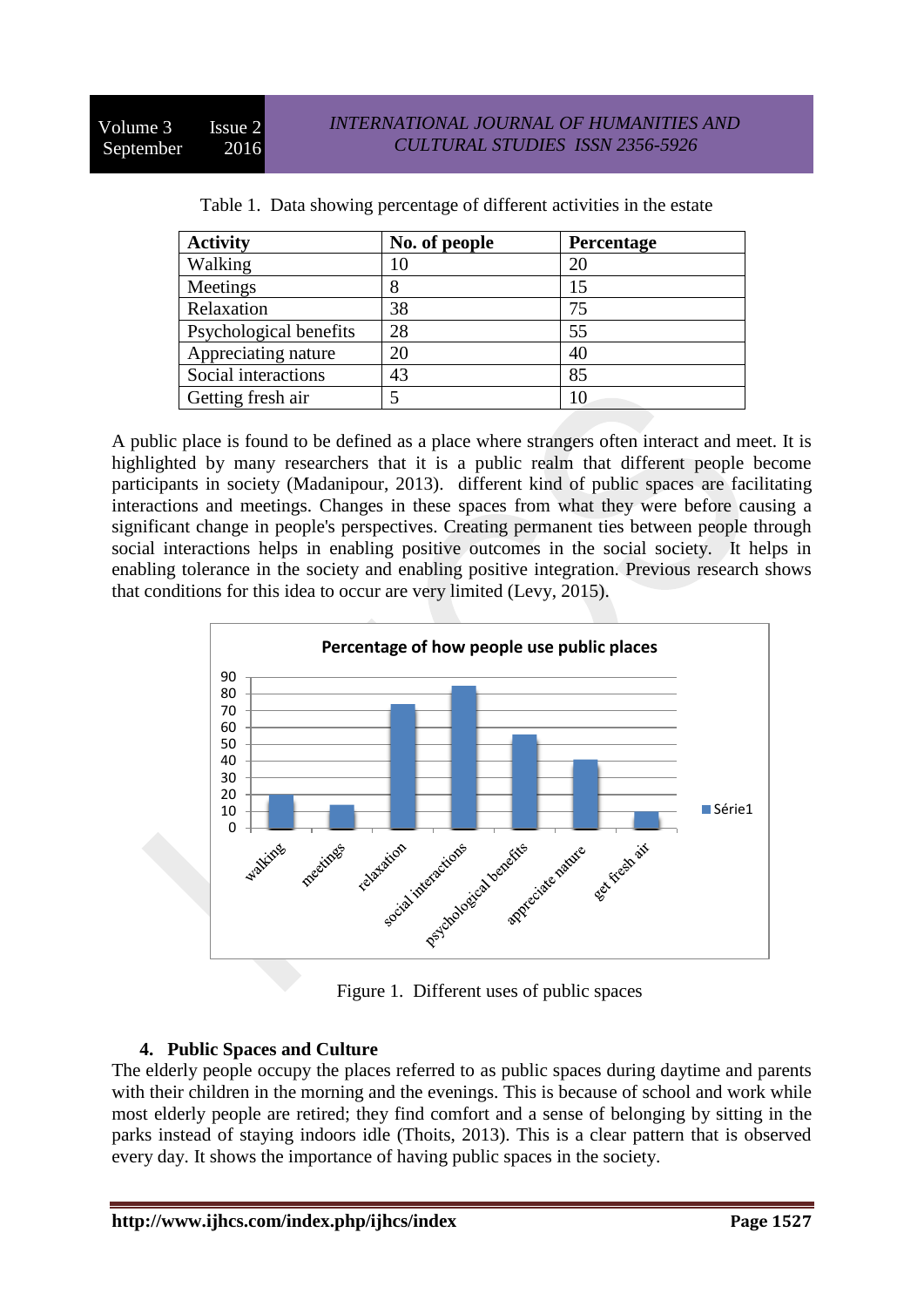Table 1. Data showing percentage of different activities in the estate

| Activity | No. of people | Percentage |
|---|---|---|
| Walking | 10 | 20 |
| Meetings | 8 | 15 |
| Relaxation | 38 | 75 |
| Psychological benefits | 28 | 55 |
| Appreciating nature | 20 | 40 |
| Social interactions | 43 | 85 |
| Getting fresh air | 5 | 10 |

A public place is found to be defined as a place where strangers often interact and meet. It is highlighted by many researchers that it is a public realm that different people become participants in society (Madanipour, 2013). different kind of public spaces are facilitating interactions and meetings. Changes in these spaces from what they were before causing a significant change in people's perspectives. Creating permanent ties between people through social interactions helps in enabling positive outcomes in the social society. It helps in enabling tolerance in the society and enabling positive integration. Previous research shows that conditions for this idea to occur are very limited (Levy, 2015).

Figure 1. Different uses of public spaces

## 4. Public Spaces and Culture

The elderly people occupy the places referred to as public spaces during daytime and parents with their children in the morning and the evenings. This is because of school and work while most elderly people are retired; they find comfort and a sense of belonging by sitting in the parks instead of staying indoors idle (Thoits, 2013). This is a clear pattern that is observed every day. It shows the importance of having public spaces in the society.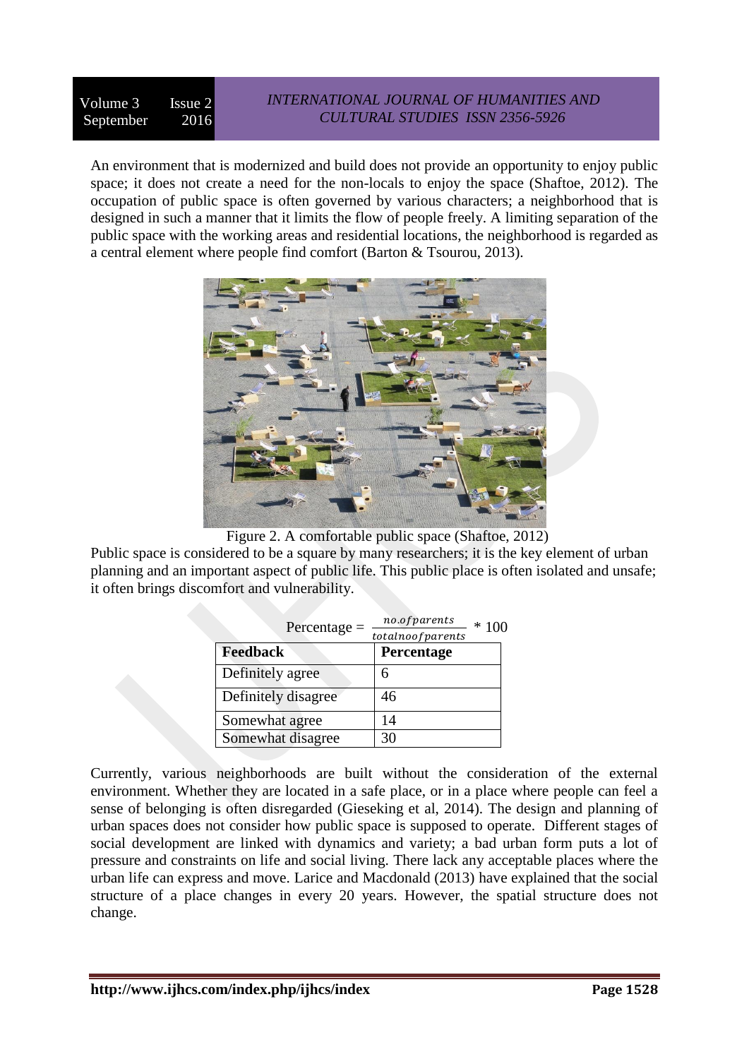An environment that is modernized and build does not provide an opportunity to enjoy public space; it does not create a need for the non-locals to enjoy the space (Shaftoe, 2012). The occupation of public space is often governed by various characters; a neighborhood that is designed in such a manner that it limits the flow of people freely. A limiting separation of the public space with the working areas and residential locations, the neighborhood is regarded as a central element where people find comfort (Barton & Tsourou, 2013).

Figure 2. A comfortable public space (Shaftoe, 2012)

Public space is considered to be a square by many researchers; it is the key element of urban planning and an important aspect of public life. This public place is often isolated and unsafe; it often brings discomfort and vulnerability.

$$\text{Percentage} = \frac{no.of parents}{total no of parents} * 100$$

| Feedback | Percentage |
| --- | --- |
| Definitely agree | 6 |
| Definitely disagree | 46 |
| Somewhat agree | 14 |
| Somewhat disagree | 30 |

Currently, various neighborhoods are built without the consideration of the external environment. Whether they are located in a safe place, or in a place where people can feel a sense of belonging is often disregarded (Gieseking et al, 2014). The design and planning of urban spaces does not consider how public space is supposed to operate. Different stages of social development are linked with dynamics and variety; a bad urban form puts a lot of pressure and constraints on life and social living. There lack any acceptable places where the urban life can express and move. Larice and Macdonald (2013) have explained that the social structure of a place changes in every 20 years. However, the spatial structure does not change.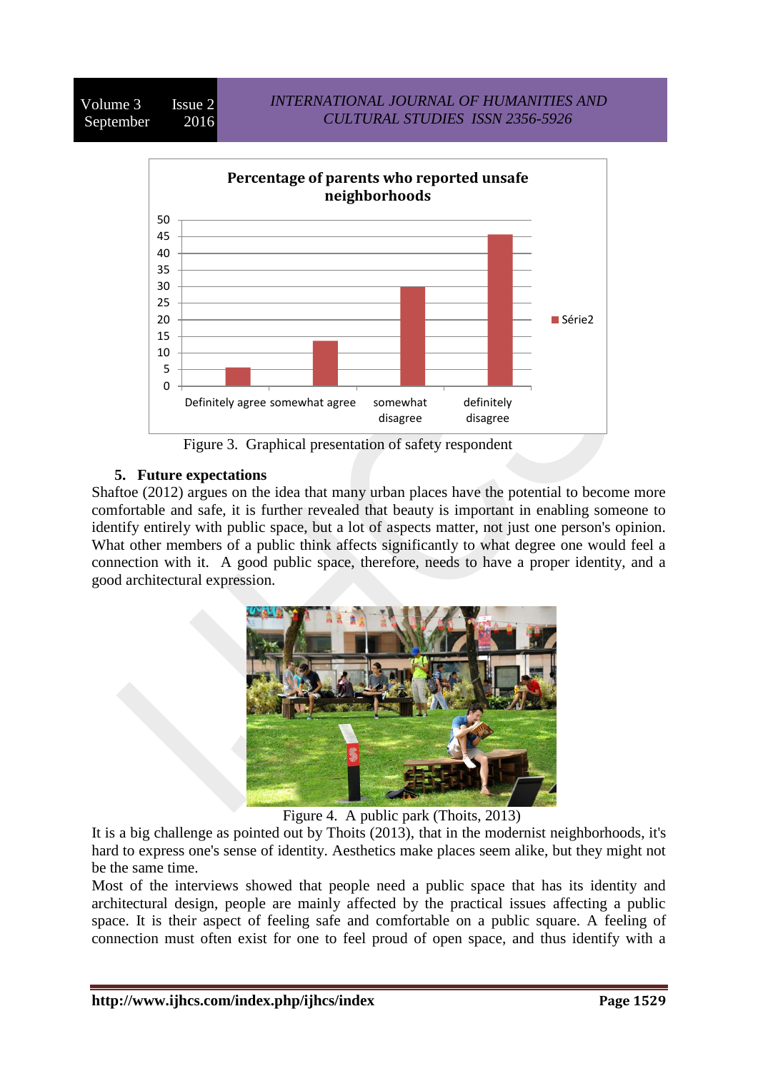Figure 3. Graphical presentation of safety respondent

## 5. Future expectations

Shaftoe (2012) argues on the idea that many urban places have the potential to become more comfortable and safe, it is further revealed that beauty is important in enabling someone to identify entirely with public space, but a lot of aspects matter, not just one person's opinion. What other members of a public think affects significantly to what degree one would feel a connection with it. A good public space, therefore, needs to have a proper identity, and a good architectural expression.

Figure 4. A public park (Thoits, 2013)

It is a big challenge as pointed out by Thoits (2013), that in the modernist neighborhoods, it's hard to express one's sense of identity. Aesthetics make places seem alike, but they might not be the same time.

Most of the interviews showed that people need a public space that has its identity and architectural design, people are mainly affected by the practical issues affecting a public space. It is their aspect of feeling safe and comfortable on a public square. A feeling of connection must often exist for one to feel proud of open space, and thus identify with a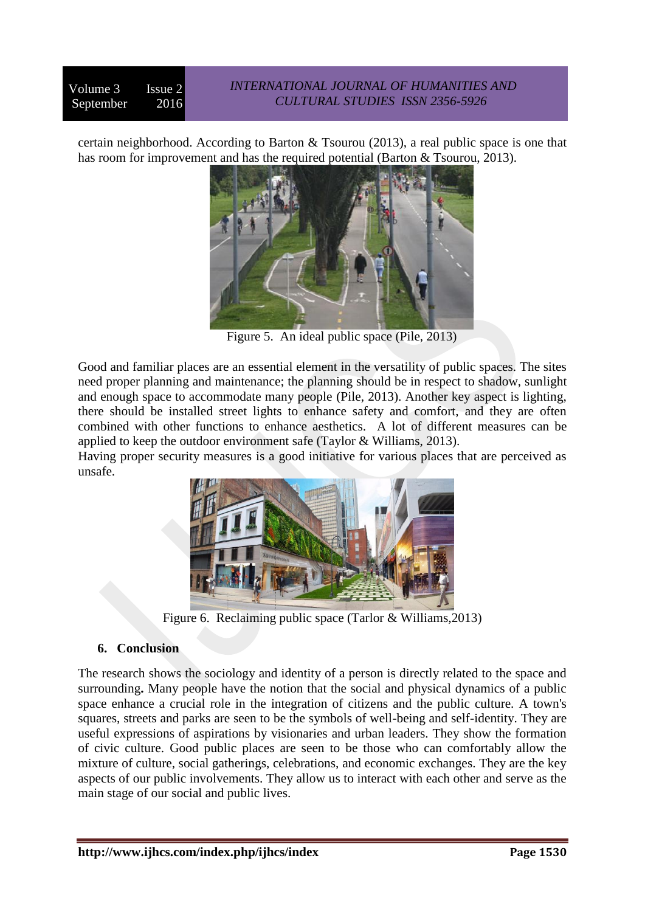certain neighborhood. According to Barton & Tsourou (2013), a real public space is one that has room for improvement and has the required potential (Barton & Tsourou, 2013).

Figure 5. An ideal public space (Pile, 2013)

Good and familiar places are an essential element in the versatility of public spaces. The sites need proper planning and maintenance; the planning should be in respect to shadow, sunlight and enough space to accommodate many people (Pile, 2013). Another key aspect is lighting, there should be installed street lights to enhance safety and comfort, and they are often combined with other functions to enhance aesthetics. A lot of different measures can be applied to keep the outdoor environment safe (Taylor & Williams, 2013).
Having proper security measures is a good initiative for various places that are perceived as unsafe.

Figure 6. Reclaiming public space (Tarlor & Williams,2013)

## 6. Conclusion

The research shows the sociology and identity of a person is directly related to the space and surrounding**.** Many people have the notion that the social and physical dynamics of a public space enhance a crucial role in the integration of citizens and the public culture. A town's squares, streets and parks are seen to be the symbols of well-being and self-identity. They are useful expressions of aspirations by visionaries and urban leaders. They show the formation of civic culture. Good public places are seen to be those who can comfortably allow the mixture of culture, social gatherings, celebrations, and economic exchanges. They are the key aspects of our public involvements. They allow us to interact with each other and serve as the main stage of our social and public lives.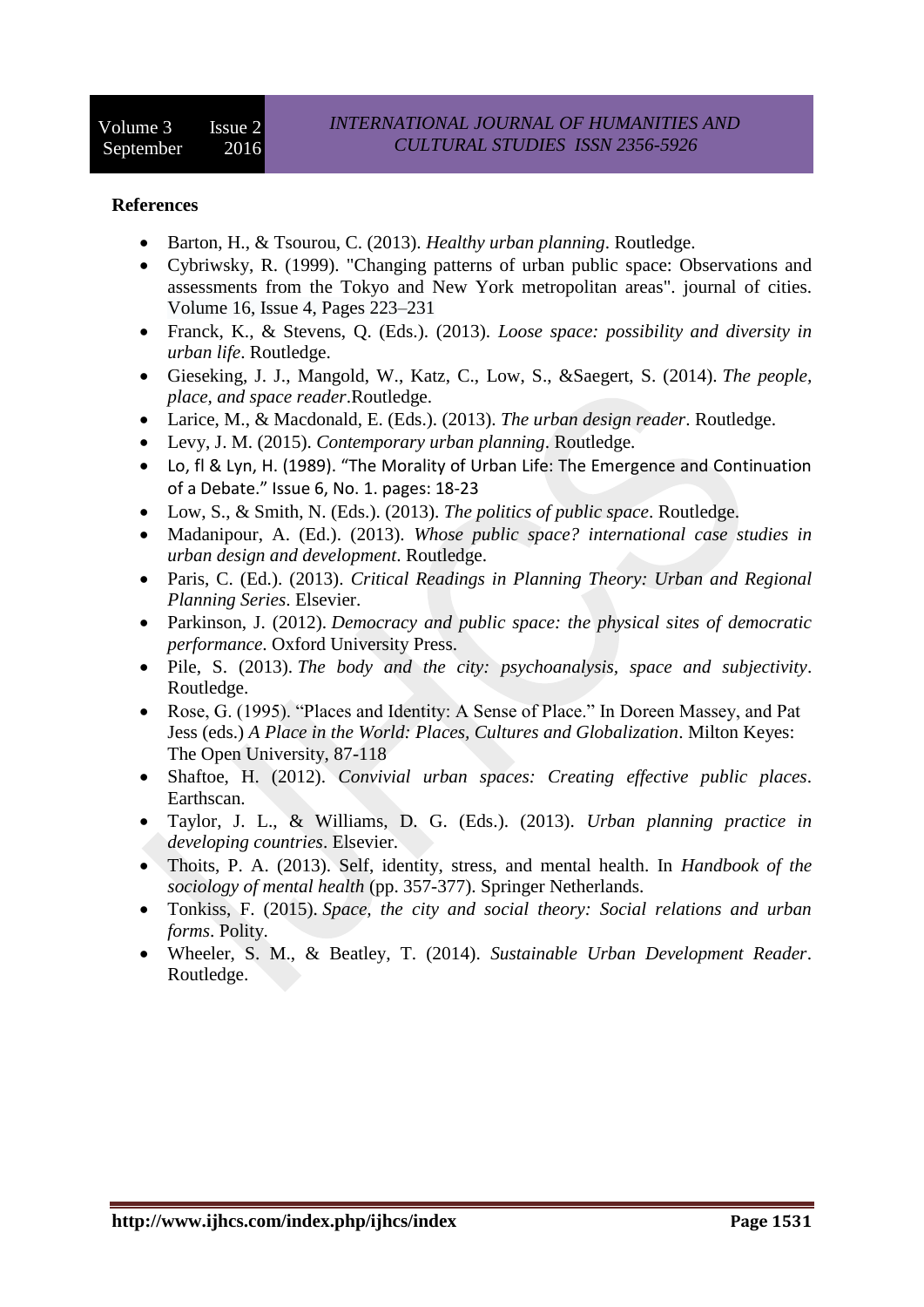**References**

- Barton, H., & Tsourou, C. (2013). *Healthy urban planning*. Routledge.
- Cybriwsky, R. (1999). "Changing patterns of urban public space: Observations and assessments from the Tokyo and New York metropolitan areas". journal of cities. Volume 16, Issue 4, Pages 223–231
- Franck, K., & Stevens, Q. (Eds.). (2013). *Loose space: possibility and diversity in urban life*. Routledge.
- Gieseking, J. J., Mangold, W., Katz, C., Low, S., &Saegert, S. (2014). *The people, place, and space reader*.Routledge.
- Larice, M., & Macdonald, E. (Eds.). (2013). *The urban design reader*. Routledge.
- Levy, J. M. (2015). *Contemporary urban planning*. Routledge.
- Lo, fl & Lyn, H. (1989). "The Morality of Urban Life: The Emergence and Continuation of a Debate." Issue 6, No. 1. pages: 18-23
- Low, S., & Smith, N. (Eds.). (2013). *The politics of public space*. Routledge.
- Madanipour, A. (Ed.). (2013). *Whose public space? international case studies in urban design and development*. Routledge.
- Paris, C. (Ed.). (2013). *Critical Readings in Planning Theory: Urban and Regional Planning Series*. Elsevier.
- Parkinson, J. (2012). *Democracy and public space: the physical sites of democratic performance*. Oxford University Press.
- Pile, S. (2013). *The body and the city: psychoanalysis, space and subjectivity*. Routledge.
- Rose, G. (1995). "Places and Identity: A Sense of Place." In Doreen Massey, and Pat Jess (eds.) *A Place in the World: Places, Cultures and Globalization*. Milton Keyes: The Open University, 87-118
- Shaftoe, H. (2012). *Convivial urban spaces: Creating effective public places*. Earthscan.
- Taylor, J. L., & Williams, D. G. (Eds.). (2013). *Urban planning practice in developing countries*. Elsevier.
- Thoits, P. A. (2013). Self, identity, stress, and mental health. In *Handbook of the sociology of mental health* (pp. 357-377). Springer Netherlands.
- Tonkiss, F. (2015). *Space, the city and social theory: Social relations and urban forms*. Polity.
- Wheeler, S. M., & Beatley, T. (2014). *Sustainable Urban Development Reader*. Routledge.